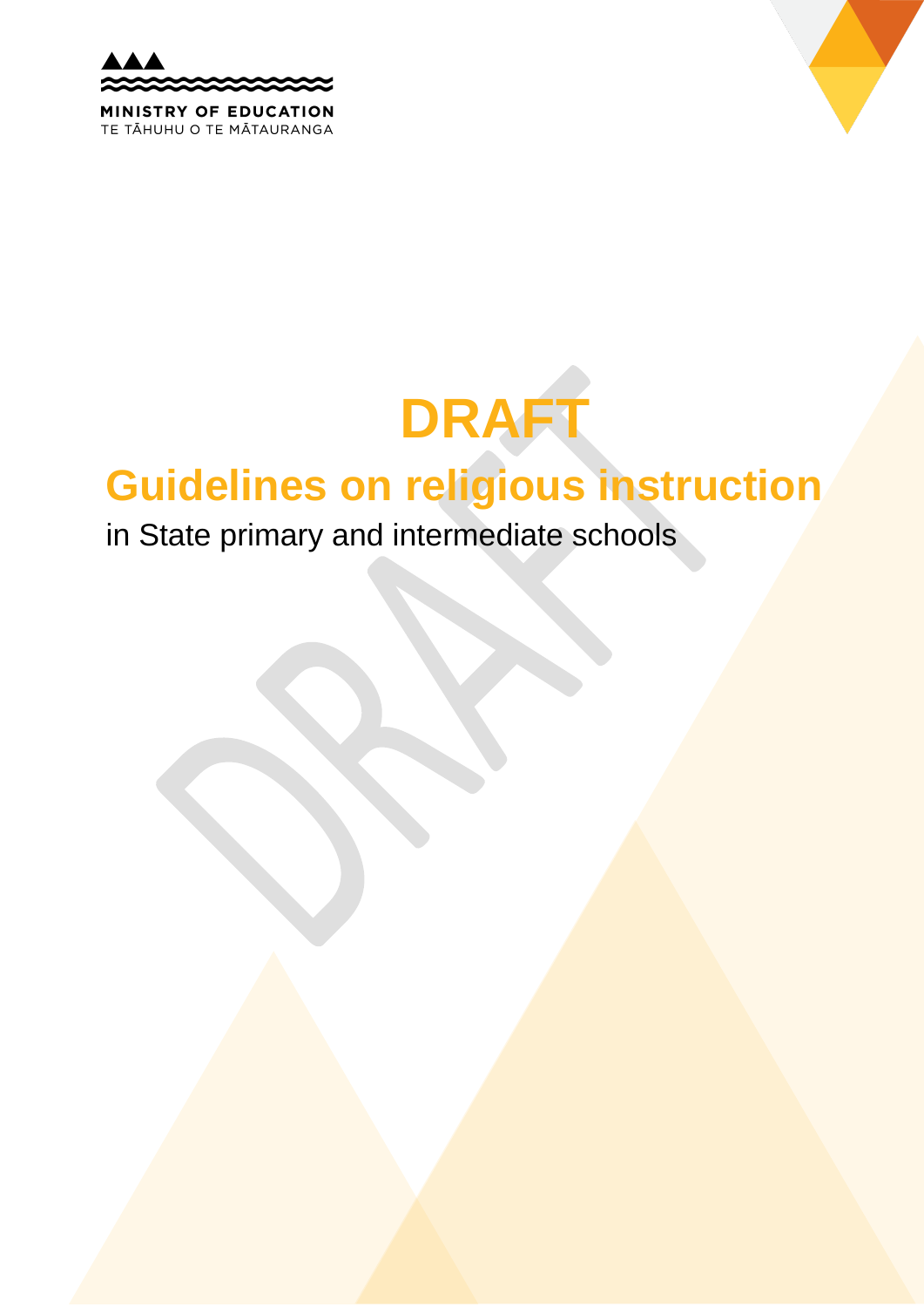MINISTRY OF EDUCATION
TE TĀHUHU O TE MĀTAURANGA

# DRAFT

# Guidelines on religious instruction

in State primary and intermediate schools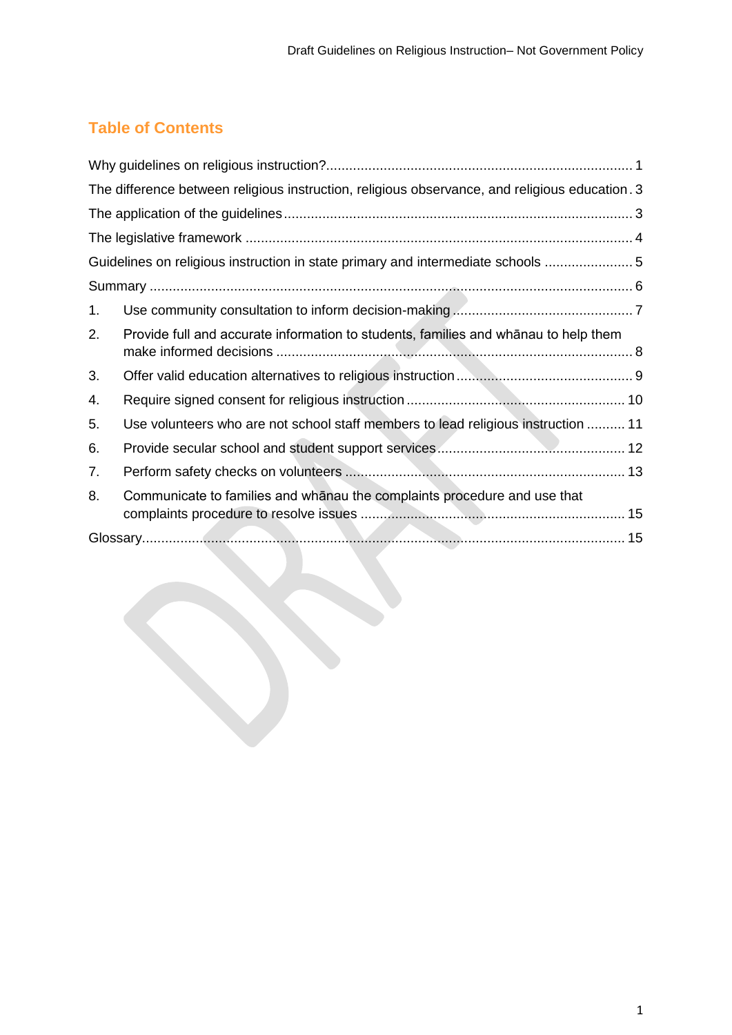## Table of Contents

Why guidelines on religious instruction? ..... 1

The difference between religious instruction, religious observance, and religious education ..... 3

The application of the guidelines ..... 3

The legislative framework ..... 4

Guidelines on religious instruction in state primary and intermediate schools ..... 5

Summary ..... 6

1. Use community consultation to inform decision-making ..... 7
2. Provide full and accurate information to students, families and whānau to help them make informed decisions ..... 8
3. Offer valid education alternatives to religious instruction ..... 9
4. Require signed consent for religious instruction ..... 10
5. Use volunteers who are not school staff members to lead religious instruction ..... 11
6. Provide secular school and student support services ..... 12
7. Perform safety checks on volunteers ..... 13
8. Communicate to families and whānau the complaints procedure and use that complaints procedure to resolve issues ..... 15

Glossary ..... 15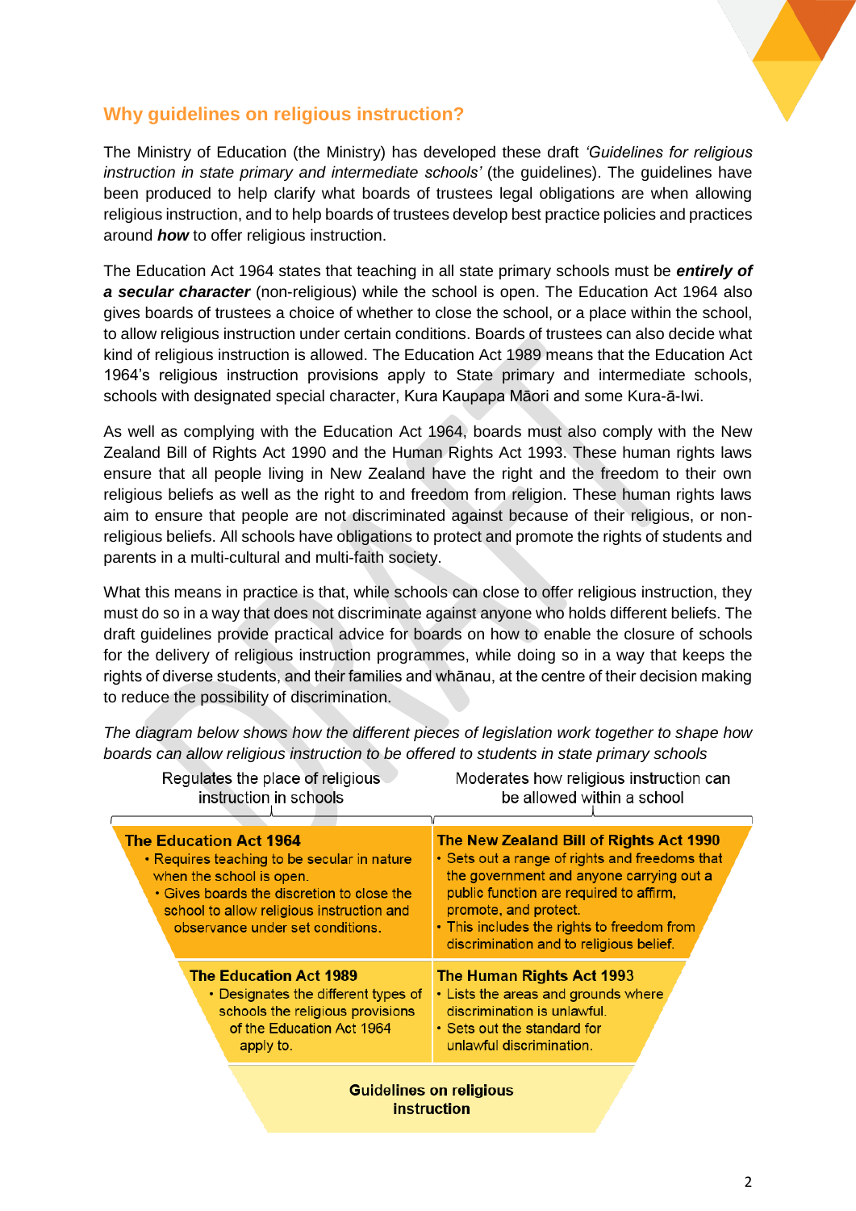## Why guidelines on religious instruction?

The Ministry of Education (the Ministry) has developed these draft *'Guidelines for religious instruction in state primary and intermediate schools'* (the guidelines). The guidelines have been produced to help clarify what boards of trustees legal obligations are when allowing religious instruction, and to help boards of trustees develop best practice policies and practices around ***how*** to offer religious instruction.

The Education Act 1964 states that teaching in all state primary schools must be ***entirely of a secular character*** (non-religious) while the school is open. The Education Act 1964 also gives boards of trustees a choice of whether to close the school, or a place within the school, to allow religious instruction under certain conditions. Boards of trustees can also decide what kind of religious instruction is allowed. The Education Act 1989 means that the Education Act 1964's religious instruction provisions apply to State primary and intermediate schools, schools with designated special character, Kura Kaupapa Māori and some Kura-ā-Iwi.

As well as complying with the Education Act 1964, boards must also comply with the New Zealand Bill of Rights Act 1990 and the Human Rights Act 1993. These human rights laws ensure that all people living in New Zealand have the right and the freedom to their own religious beliefs as well as the right to and freedom from religion. These human rights laws aim to ensure that people are not discriminated against because of their religious, or non-religious beliefs. All schools have obligations to protect and promote the rights of students and parents in a multi-cultural and multi-faith society.

What this means in practice is that, while schools can close to offer religious instruction, they must do so in a way that does not discriminate against anyone who holds different beliefs. The draft guidelines provide practical advice for boards on how to enable the closure of schools for the delivery of religious instruction programmes, while doing so in a way that keeps the rights of diverse students, and their families and whānau, at the centre of their decision making to reduce the possibility of discrimination.

*The diagram below shows how the different pieces of legislation work together to shape how boards can allow religious instruction to be offered to students in state primary schools*

| Regulates the place of religious instruction in schools | Moderates how religious instruction can be allowed within a school |
|---|---|
| **The Education Act 1964**<br>• Requires teaching to be secular in nature when the school is open.<br>• Gives boards the discretion to close the school to allow religious instruction and observance under set conditions. | **The New Zealand Bill of Rights Act 1990**<br>• Sets out a range of rights and freedoms that the government and anyone carrying out a public function are required to affirm, promote, and protect.<br>• This includes the rights to freedom from discrimination and to religious belief. |
| **The Education Act 1989**<br>• Designates the different types of schools the religious provisions of the Education Act 1964 apply to. | **The Human Rights Act 1993**<br>• Lists the areas and grounds where discrimination is unlawful.<br>• Sets out the standard for unlawful discrimination. |

**Guidelines on religious instruction**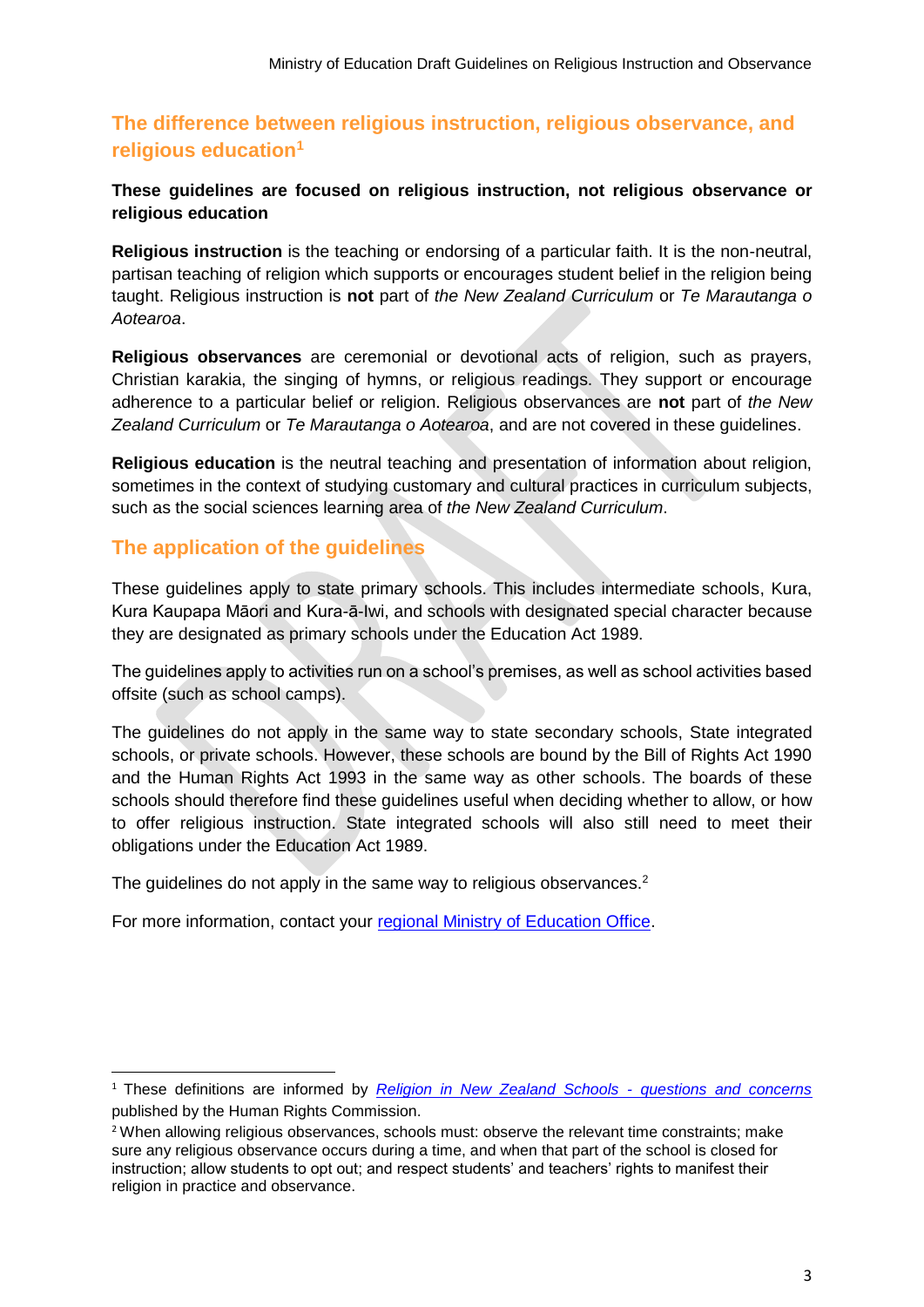## The difference between religious instruction, religious observance, and religious education[1]

**These guidelines are focused on religious instruction, not religious observance or religious education**

**Religious instruction** is the teaching or endorsing of a particular faith. It is the non-neutral, partisan teaching of religion which supports or encourages student belief in the religion being taught. Religious instruction is **not** part of *the New Zealand Curriculum* or *Te Marautanga o Aotearoa*.

**Religious observances** are ceremonial or devotional acts of religion, such as prayers, Christian karakia, the singing of hymns, or religious readings. They support or encourage adherence to a particular belief or religion. Religious observances are **not** part of *the New Zealand Curriculum* or *Te Marautanga o Aotearoa*, and are not covered in these guidelines.

**Religious education** is the neutral teaching and presentation of information about religion, sometimes in the context of studying customary and cultural practices in curriculum subjects, such as the social sciences learning area of *the New Zealand Curriculum*.

## The application of the guidelines

These guidelines apply to state primary schools. This includes intermediate schools, Kura, Kura Kaupapa Māori and Kura-ā-Iwi, and schools with designated special character because they are designated as primary schools under the Education Act 1989.

The guidelines apply to activities run on a school's premises, as well as school activities based offsite (such as school camps).

The guidelines do not apply in the same way to state secondary schools, State integrated schools, or private schools. However, these schools are bound by the Bill of Rights Act 1990 and the Human Rights Act 1993 in the same way as other schools. The boards of these schools should therefore find these guidelines useful when deciding whether to allow, or how to offer religious instruction. State integrated schools will also still need to meet their obligations under the Education Act 1989.

The guidelines do not apply in the same way to religious observances.[2]

For more information, contact your [regional Ministry of Education Office](#).

---

[1] These definitions are informed by *[Religion in New Zealand Schools - questions and concerns](#)* published by the Human Rights Commission.

[2] When allowing religious observances, schools must: observe the relevant time constraints; make sure any religious observance occurs during a time, and when that part of the school is closed for instruction; allow students to opt out; and respect students' and teachers' rights to manifest their religion in practice and observance.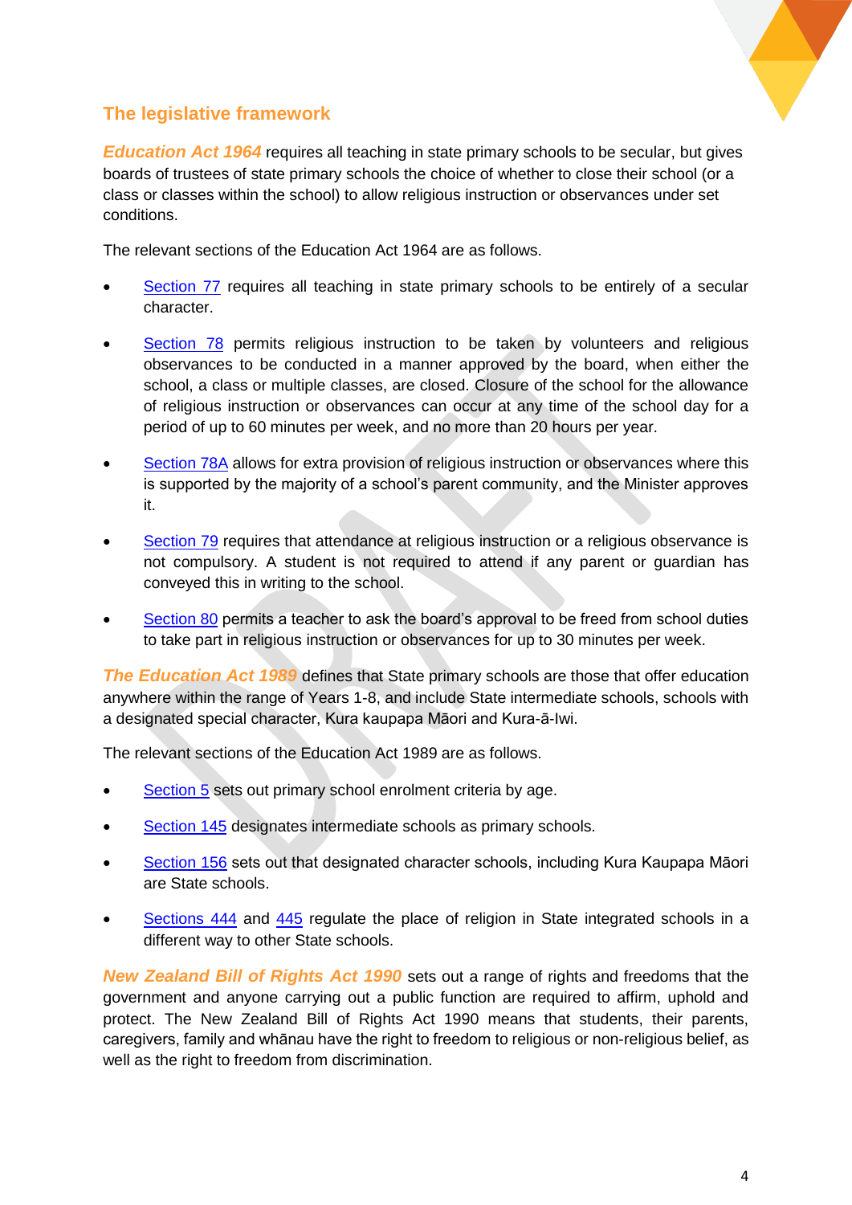## The legislative framework

***Education Act 1964*** requires all teaching in state primary schools to be secular, but gives boards of trustees of state primary schools the choice of whether to close their school (or a class or classes within the school) to allow religious instruction or observances under set conditions.

The relevant sections of the Education Act 1964 are as follows.

- Section 77 requires all teaching in state primary schools to be entirely of a secular character.
- Section 78 permits religious instruction to be taken by volunteers and religious observances to be conducted in a manner approved by the board, when either the school, a class or multiple classes, are closed. Closure of the school for the allowance of religious instruction or observances can occur at any time of the school day for a period of up to 60 minutes per week, and no more than 20 hours per year.
- Section 78A allows for extra provision of religious instruction or observances where this is supported by the majority of a school's parent community, and the Minister approves it.
- Section 79 requires that attendance at religious instruction or a religious observance is not compulsory. A student is not required to attend if any parent or guardian has conveyed this in writing to the school.
- Section 80 permits a teacher to ask the board's approval to be freed from school duties to take part in religious instruction or observances for up to 30 minutes per week.

***The Education Act 1989*** defines that State primary schools are those that offer education anywhere within the range of Years 1-8, and include State intermediate schools, schools with a designated special character, Kura kaupapa Māori and Kura-ā-Iwi.

The relevant sections of the Education Act 1989 are as follows.

- Section 5 sets out primary school enrolment criteria by age.
- Section 145 designates intermediate schools as primary schools.
- Section 156 sets out that designated character schools, including Kura Kaupapa Māori are State schools.
- Sections 444 and 445 regulate the place of religion in State integrated schools in a different way to other State schools.

***New Zealand Bill of Rights Act 1990*** sets out a range of rights and freedoms that the government and anyone carrying out a public function are required to affirm, uphold and protect. The New Zealand Bill of Rights Act 1990 means that students, their parents, caregivers, family and whānau have the right to freedom to religious or non-religious belief, as well as the right to freedom from discrimination.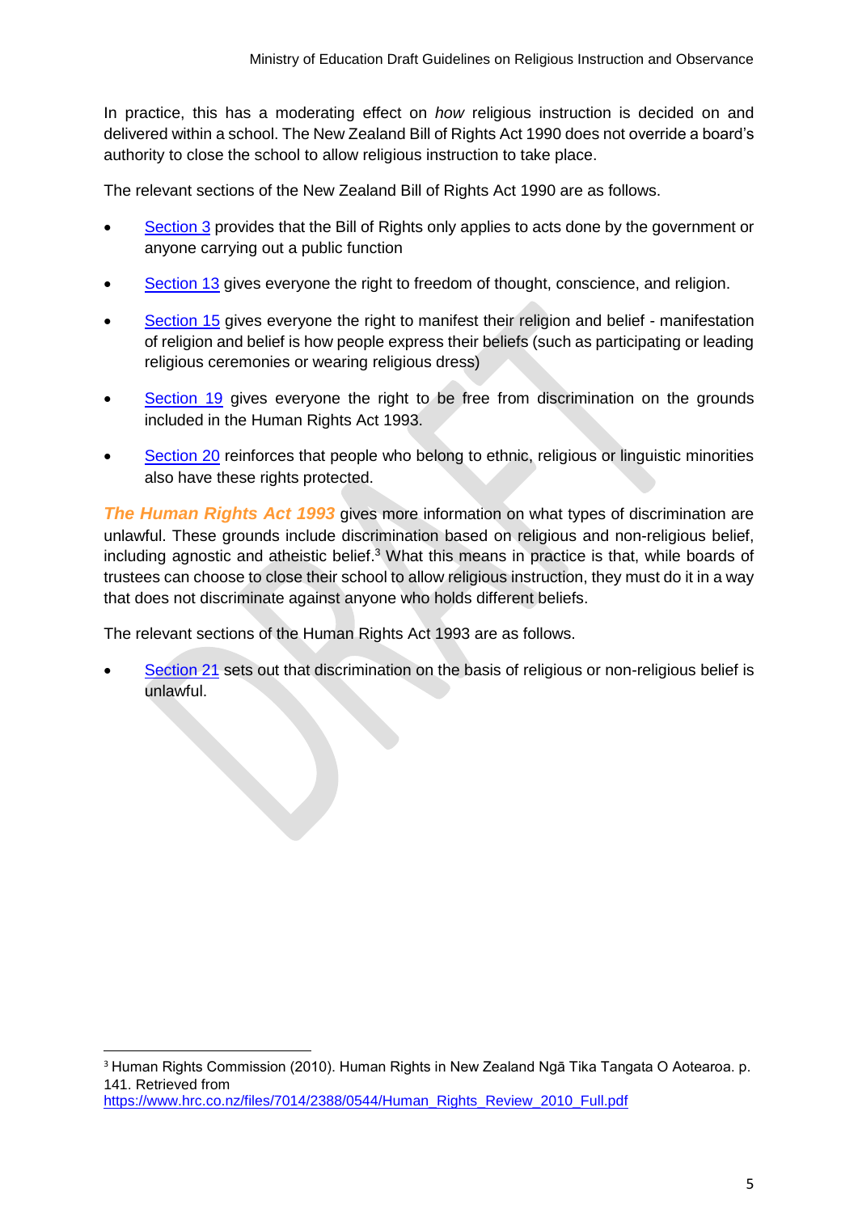In practice, this has a moderating effect on *how* religious instruction is decided on and delivered within a school. The New Zealand Bill of Rights Act 1990 does not override a board's authority to close the school to allow religious instruction to take place.

The relevant sections of the New Zealand Bill of Rights Act 1990 are as follows.

- Section 3 provides that the Bill of Rights only applies to acts done by the government or anyone carrying out a public function
- Section 13 gives everyone the right to freedom of thought, conscience, and religion.
- Section 15 gives everyone the right to manifest their religion and belief - manifestation of religion and belief is how people express their beliefs (such as participating or leading religious ceremonies or wearing religious dress)
- Section 19 gives everyone the right to be free from discrimination on the grounds included in the Human Rights Act 1993.
- Section 20 reinforces that people who belong to ethnic, religious or linguistic minorities also have these rights protected.

***The Human Rights Act 1993*** gives more information on what types of discrimination are unlawful. These grounds include discrimination based on religious and non-religious belief, including agnostic and atheistic belief.[3] What this means in practice is that, while boards of trustees can choose to close their school to allow religious instruction, they must do it in a way that does not discriminate against anyone who holds different beliefs.

The relevant sections of the Human Rights Act 1993 are as follows.

- Section 21 sets out that discrimination on the basis of religious or non-religious belief is unlawful.

[3] Human Rights Commission (2010). Human Rights in New Zealand Ngā Tika Tangata O Aotearoa. p. 141. Retrieved from https://www.hrc.co.nz/files/7014/2388/0544/Human_Rights_Review_2010_Full.pdf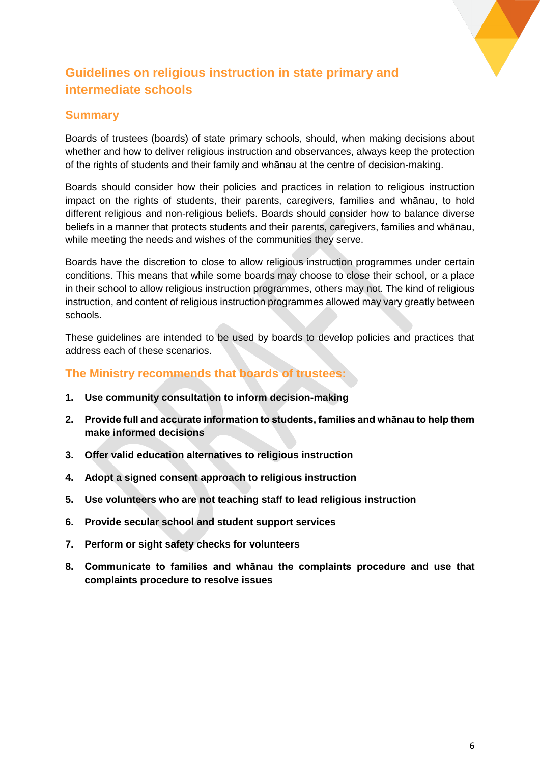## Guidelines on religious instruction in state primary and intermediate schools

### Summary

Boards of trustees (boards) of state primary schools, should, when making decisions about whether and how to deliver religious instruction and observances, always keep the protection of the rights of students and their family and whānau at the centre of decision-making.

Boards should consider how their policies and practices in relation to religious instruction impact on the rights of students, their parents, caregivers, families and whānau, to hold different religious and non-religious beliefs. Boards should consider how to balance diverse beliefs in a manner that protects students and their parents, caregivers, families and whānau, while meeting the needs and wishes of the communities they serve.

Boards have the discretion to close to allow religious instruction programmes under certain conditions. This means that while some boards may choose to close their school, or a place in their school to allow religious instruction programmes, others may not. The kind of religious instruction, and content of religious instruction programmes allowed may vary greatly between schools.

These guidelines are intended to be used by boards to develop policies and practices that address each of these scenarios.

### The Ministry recommends that boards of trustees:

1. **Use community consultation to inform decision-making**
2. **Provide full and accurate information to students, families and whānau to help them make informed decisions**
3. **Offer valid education alternatives to religious instruction**
4. **Adopt a signed consent approach to religious instruction**
5. **Use volunteers who are not teaching staff to lead religious instruction**
6. **Provide secular school and student support services**
7. **Perform or sight safety checks for volunteers**
8. **Communicate to families and whānau the complaints procedure and use that complaints procedure to resolve issues**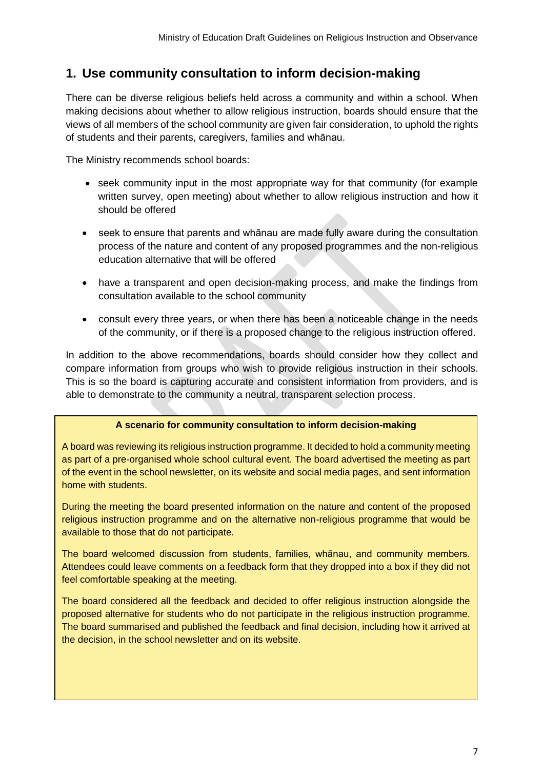## 1. Use community consultation to inform decision-making

There can be diverse religious beliefs held across a community and within a school. When making decisions about whether to allow religious instruction, boards should ensure that the views of all members of the school community are given fair consideration, to uphold the rights of students and their parents, caregivers, families and whānau.

The Ministry recommends school boards:

- seek community input in the most appropriate way for that community (for example written survey, open meeting) about whether to allow religious instruction and how it should be offered
- seek to ensure that parents and whānau are made fully aware during the consultation process of the nature and content of any proposed programmes and the non-religious education alternative that will be offered
- have a transparent and open decision-making process, and make the findings from consultation available to the school community
- consult every three years, or when there has been a noticeable change in the needs of the community, or if there is a proposed change to the religious instruction offered.

In addition to the above recommendations, boards should consider how they collect and compare information from groups who wish to provide religious instruction in their schools. This is so the board is capturing accurate and consistent information from providers, and is able to demonstrate to the community a neutral, transparent selection process.

**A scenario for community consultation to inform decision-making**

A board was reviewing its religious instruction programme. It decided to hold a community meeting as part of a pre-organised whole school cultural event. The board advertised the meeting as part of the event in the school newsletter, on its website and social media pages, and sent information home with students.

During the meeting the board presented information on the nature and content of the proposed religious instruction programme and on the alternative non-religious programme that would be available to those that do not participate.

The board welcomed discussion from students, families, whānau, and community members. Attendees could leave comments on a feedback form that they dropped into a box if they did not feel comfortable speaking at the meeting.

The board considered all the feedback and decided to offer religious instruction alongside the proposed alternative for students who do not participate in the religious instruction programme. The board summarised and published the feedback and final decision, including how it arrived at the decision, in the school newsletter and on its website.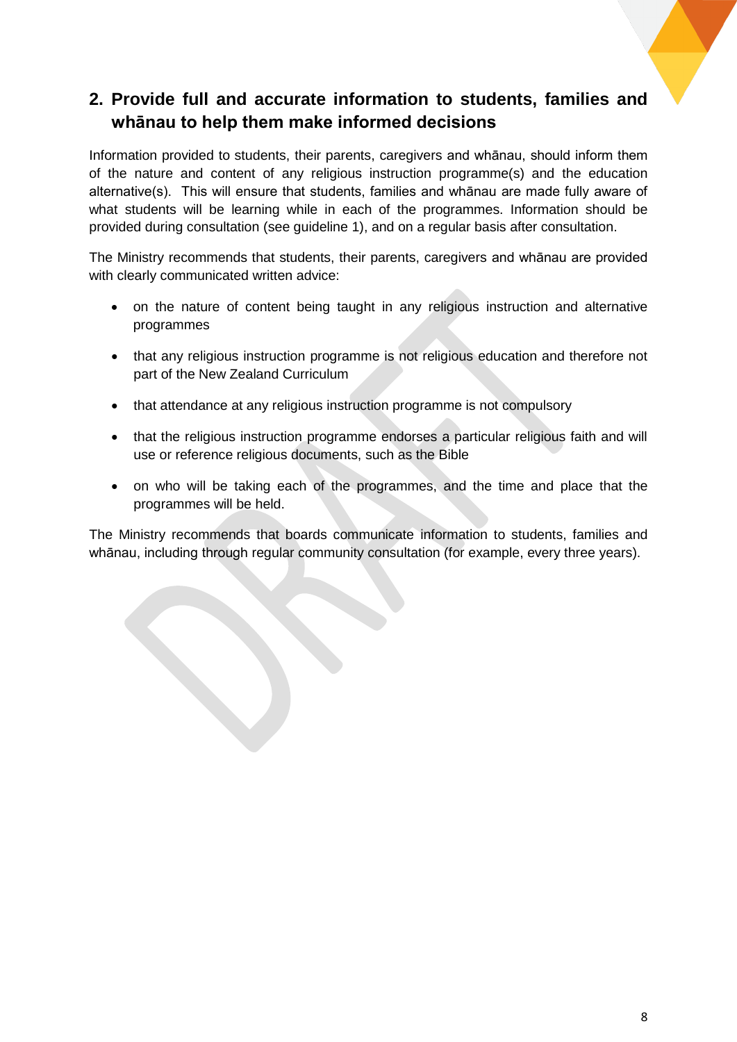## 2. Provide full and accurate information to students, families and whānau to help them make informed decisions

Information provided to students, their parents, caregivers and whānau, should inform them of the nature and content of any religious instruction programme(s) and the education alternative(s). This will ensure that students, families and whānau are made fully aware of what students will be learning while in each of the programmes. Information should be provided during consultation (see guideline 1), and on a regular basis after consultation.

The Ministry recommends that students, their parents, caregivers and whānau are provided with clearly communicated written advice:

- on the nature of content being taught in any religious instruction and alternative programmes
- that any religious instruction programme is not religious education and therefore not part of the New Zealand Curriculum
- that attendance at any religious instruction programme is not compulsory
- that the religious instruction programme endorses a particular religious faith and will use or reference religious documents, such as the Bible
- on who will be taking each of the programmes, and the time and place that the programmes will be held.

The Ministry recommends that boards communicate information to students, families and whānau, including through regular community consultation (for example, every three years).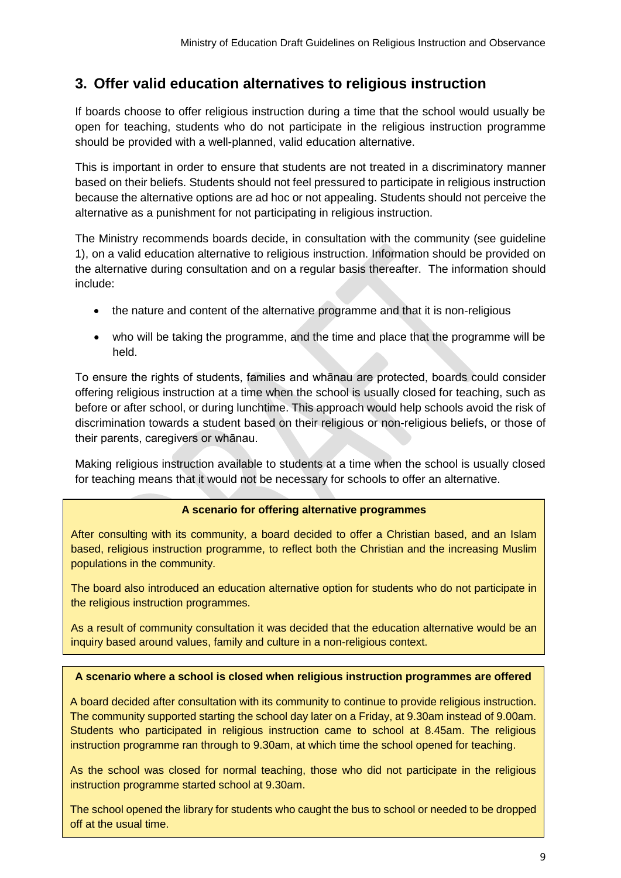## 3. Offer valid education alternatives to religious instruction

If boards choose to offer religious instruction during a time that the school would usually be open for teaching, students who do not participate in the religious instruction programme should be provided with a well-planned, valid education alternative.

This is important in order to ensure that students are not treated in a discriminatory manner based on their beliefs. Students should not feel pressured to participate in religious instruction because the alternative options are ad hoc or not appealing. Students should not perceive the alternative as a punishment for not participating in religious instruction.

The Ministry recommends boards decide, in consultation with the community (see guideline 1), on a valid education alternative to religious instruction. Information should be provided on the alternative during consultation and on a regular basis thereafter. The information should include:

- the nature and content of the alternative programme and that it is non-religious
- who will be taking the programme, and the time and place that the programme will be held.

To ensure the rights of students, families and whānau are protected, boards could consider offering religious instruction at a time when the school is usually closed for teaching, such as before or after school, or during lunchtime. This approach would help schools avoid the risk of discrimination towards a student based on their religious or non-religious beliefs, or those of their parents, caregivers or whānau.

Making religious instruction available to students at a time when the school is usually closed for teaching means that it would not be necessary for schools to offer an alternative.

**A scenario for offering alternative programmes**

After consulting with its community, a board decided to offer a Christian based, and an Islam based, religious instruction programme, to reflect both the Christian and the increasing Muslim populations in the community.

The board also introduced an education alternative option for students who do not participate in the religious instruction programmes.

As a result of community consultation it was decided that the education alternative would be an inquiry based around values, family and culture in a non-religious context.

**A scenario where a school is closed when religious instruction programmes are offered**

A board decided after consultation with its community to continue to provide religious instruction. The community supported starting the school day later on a Friday, at 9.30am instead of 9.00am. Students who participated in religious instruction came to school at 8.45am. The religious instruction programme ran through to 9.30am, at which time the school opened for teaching.

As the school was closed for normal teaching, those who did not participate in the religious instruction programme started school at 9.30am.

The school opened the library for students who caught the bus to school or needed to be dropped off at the usual time.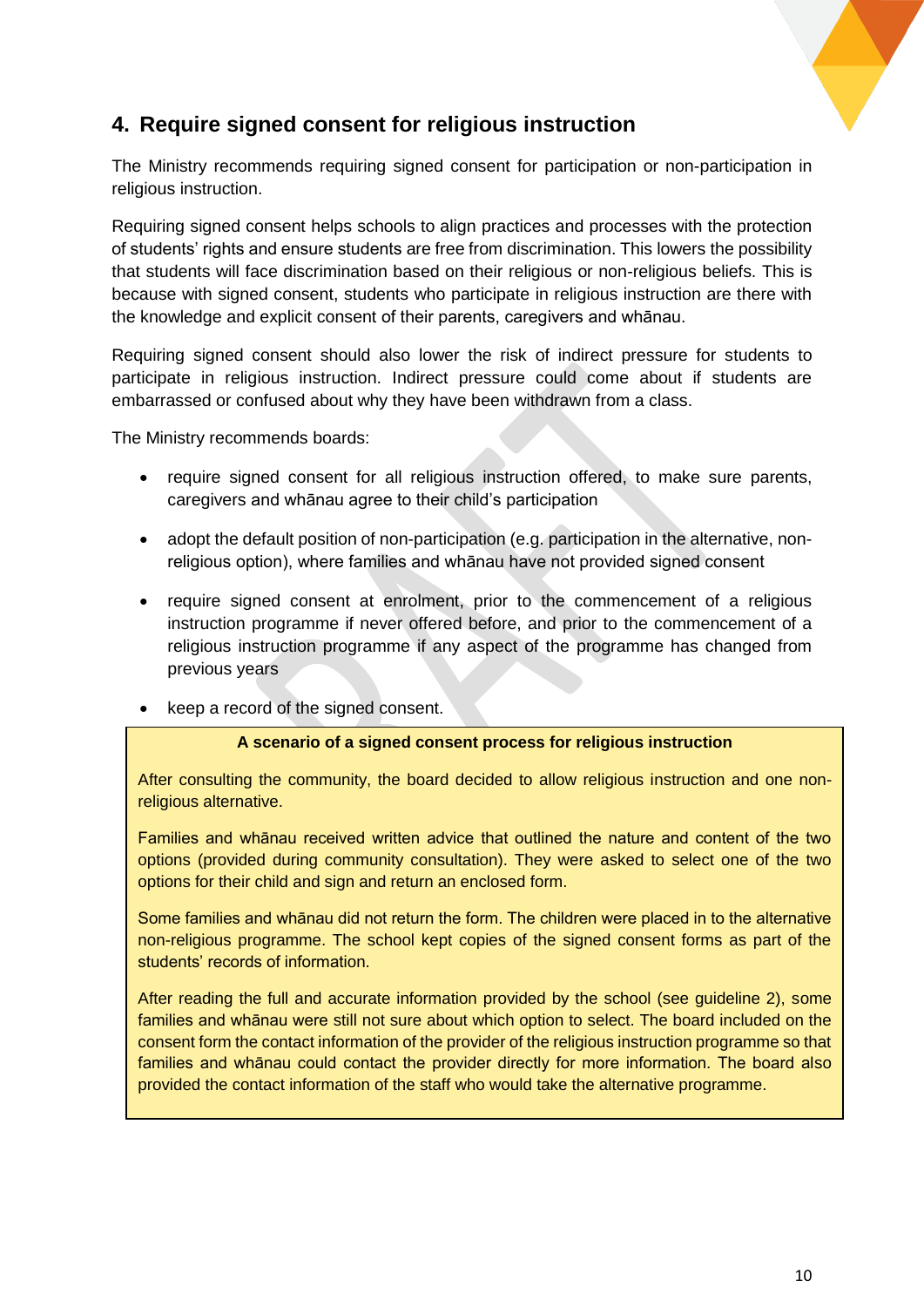## 4. Require signed consent for religious instruction

The Ministry recommends requiring signed consent for participation or non-participation in religious instruction.

Requiring signed consent helps schools to align practices and processes with the protection of students' rights and ensure students are free from discrimination. This lowers the possibility that students will face discrimination based on their religious or non-religious beliefs. This is because with signed consent, students who participate in religious instruction are there with the knowledge and explicit consent of their parents, caregivers and whānau.

Requiring signed consent should also lower the risk of indirect pressure for students to participate in religious instruction. Indirect pressure could come about if students are embarrassed or confused about why they have been withdrawn from a class.

The Ministry recommends boards:

- require signed consent for all religious instruction offered, to make sure parents, caregivers and whānau agree to their child's participation
- adopt the default position of non-participation (e.g. participation in the alternative, non-religious option), where families and whānau have not provided signed consent
- require signed consent at enrolment, prior to the commencement of a religious instruction programme if never offered before, and prior to the commencement of a religious instruction programme if any aspect of the programme has changed from previous years
- keep a record of the signed consent.

**A scenario of a signed consent process for religious instruction**

After consulting the community, the board decided to allow religious instruction and one non-religious alternative.

Families and whānau received written advice that outlined the nature and content of the two options (provided during community consultation). They were asked to select one of the two options for their child and sign and return an enclosed form.

Some families and whānau did not return the form. The children were placed in to the alternative non-religious programme. The school kept copies of the signed consent forms as part of the students' records of information.

After reading the full and accurate information provided by the school (see guideline 2), some families and whānau were still not sure about which option to select. The board included on the consent form the contact information of the provider of the religious instruction programme so that families and whānau could contact the provider directly for more information. The board also provided the contact information of the staff who would take the alternative programme.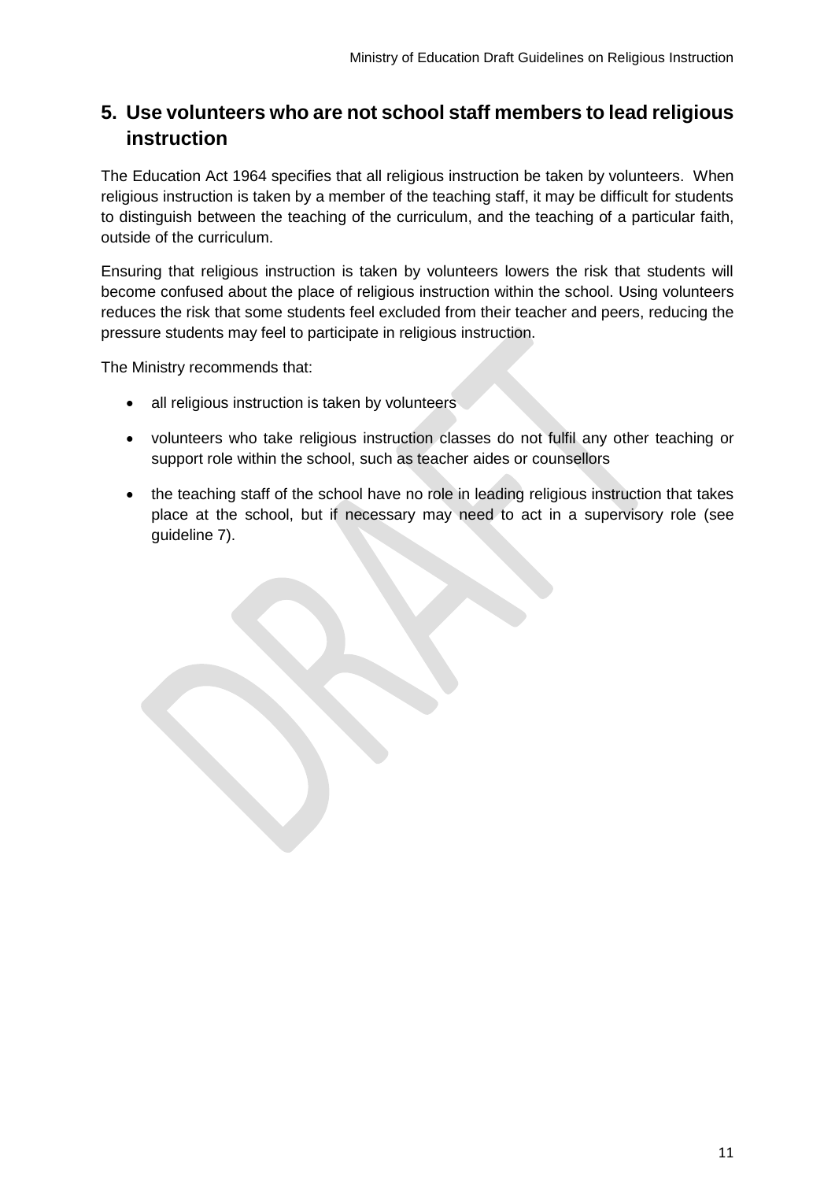## 5. Use volunteers who are not school staff members to lead religious instruction

The Education Act 1964 specifies that all religious instruction be taken by volunteers. When religious instruction is taken by a member of the teaching staff, it may be difficult for students to distinguish between the teaching of the curriculum, and the teaching of a particular faith, outside of the curriculum.

Ensuring that religious instruction is taken by volunteers lowers the risk that students will become confused about the place of religious instruction within the school. Using volunteers reduces the risk that some students feel excluded from their teacher and peers, reducing the pressure students may feel to participate in religious instruction.

The Ministry recommends that:

- all religious instruction is taken by volunteers
- volunteers who take religious instruction classes do not fulfil any other teaching or support role within the school, such as teacher aides or counsellors
- the teaching staff of the school have no role in leading religious instruction that takes place at the school, but if necessary may need to act in a supervisory role (see guideline 7).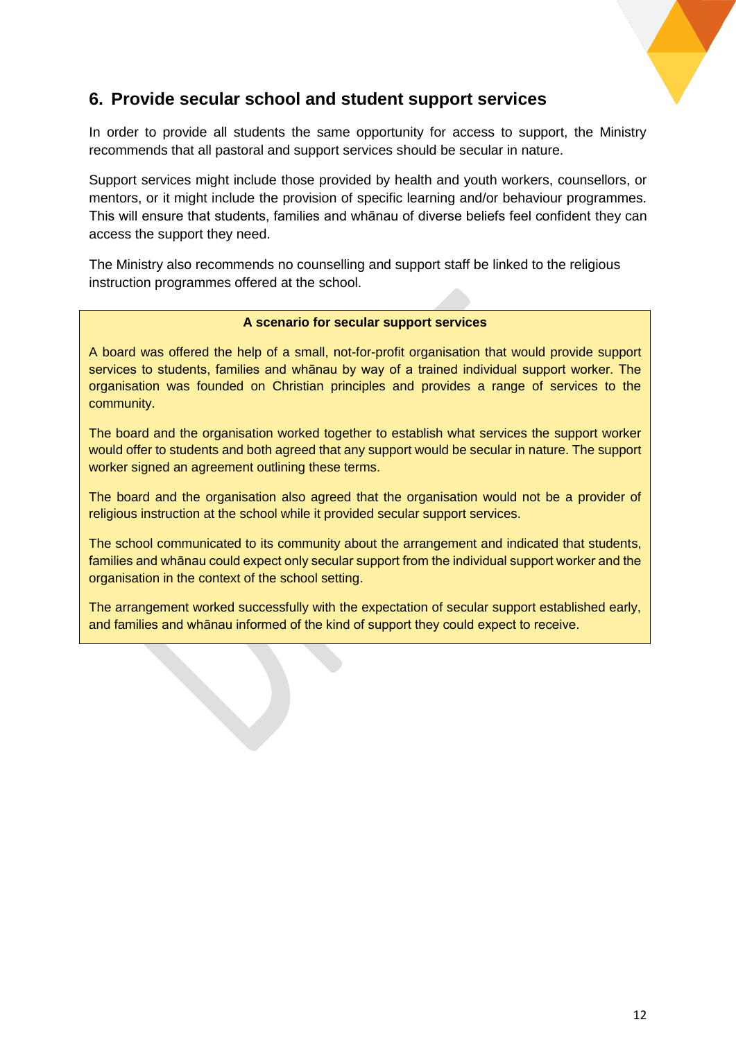## 6. Provide secular school and student support services

In order to provide all students the same opportunity for access to support, the Ministry recommends that all pastoral and support services should be secular in nature.

Support services might include those provided by health and youth workers, counsellors, or mentors, or it might include the provision of specific learning and/or behaviour programmes. This will ensure that students, families and whānau of diverse beliefs feel confident they can access the support they need.

The Ministry also recommends no counselling and support staff be linked to the religious instruction programmes offered at the school.

**A scenario for secular support services**

A board was offered the help of a small, not-for-profit organisation that would provide support services to students, families and whānau by way of a trained individual support worker. The organisation was founded on Christian principles and provides a range of services to the community.

The board and the organisation worked together to establish what services the support worker would offer to students and both agreed that any support would be secular in nature. The support worker signed an agreement outlining these terms.

The board and the organisation also agreed that the organisation would not be a provider of religious instruction at the school while it provided secular support services.

The school communicated to its community about the arrangement and indicated that students, families and whānau could expect only secular support from the individual support worker and the organisation in the context of the school setting.

The arrangement worked successfully with the expectation of secular support established early, and families and whānau informed of the kind of support they could expect to receive.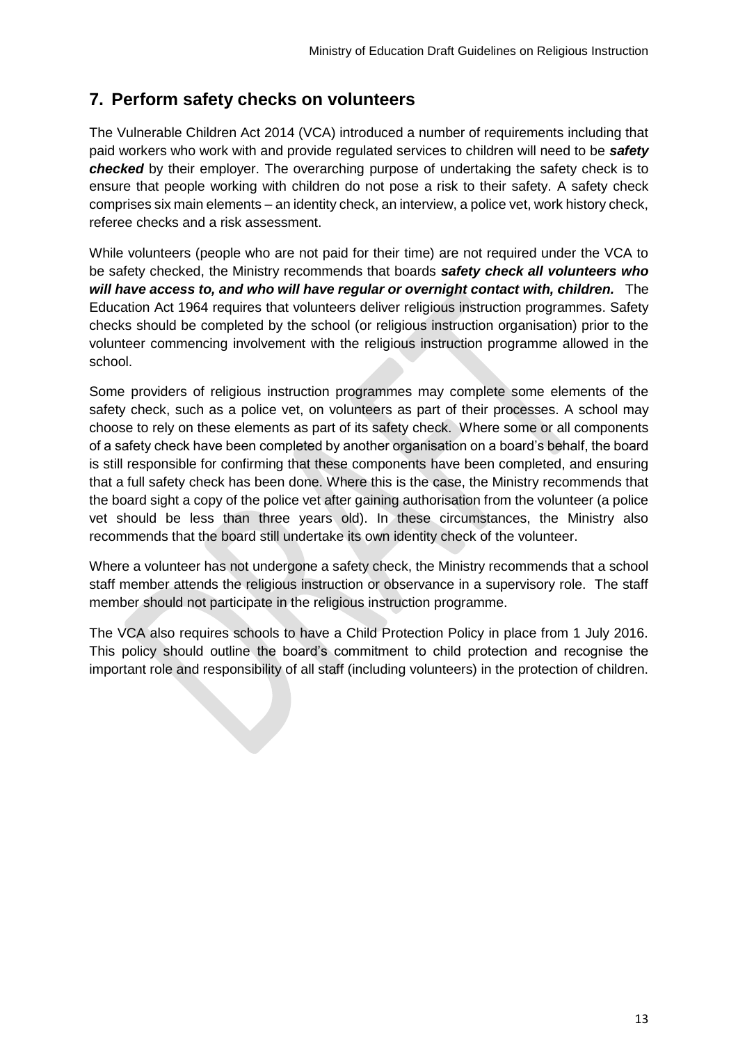## 7. Perform safety checks on volunteers

The Vulnerable Children Act 2014 (VCA) introduced a number of requirements including that paid workers who work with and provide regulated services to children will need to be ***safety checked*** by their employer. The overarching purpose of undertaking the safety check is to ensure that people working with children do not pose a risk to their safety. A safety check comprises six main elements – an identity check, an interview, a police vet, work history check, referee checks and a risk assessment.

While volunteers (people who are not paid for their time) are not required under the VCA to be safety checked, the Ministry recommends that boards ***safety check all volunteers who will have access to, and who will have regular or overnight contact with, children.*** The Education Act 1964 requires that volunteers deliver religious instruction programmes. Safety checks should be completed by the school (or religious instruction organisation) prior to the volunteer commencing involvement with the religious instruction programme allowed in the school.

Some providers of religious instruction programmes may complete some elements of the safety check, such as a police vet, on volunteers as part of their processes. A school may choose to rely on these elements as part of its safety check. Where some or all components of a safety check have been completed by another organisation on a board's behalf, the board is still responsible for confirming that these components have been completed, and ensuring that a full safety check has been done. Where this is the case, the Ministry recommends that the board sight a copy of the police vet after gaining authorisation from the volunteer (a police vet should be less than three years old). In these circumstances, the Ministry also recommends that the board still undertake its own identity check of the volunteer.

Where a volunteer has not undergone a safety check, the Ministry recommends that a school staff member attends the religious instruction or observance in a supervisory role. The staff member should not participate in the religious instruction programme.

The VCA also requires schools to have a Child Protection Policy in place from 1 July 2016. This policy should outline the board's commitment to child protection and recognise the important role and responsibility of all staff (including volunteers) in the protection of children.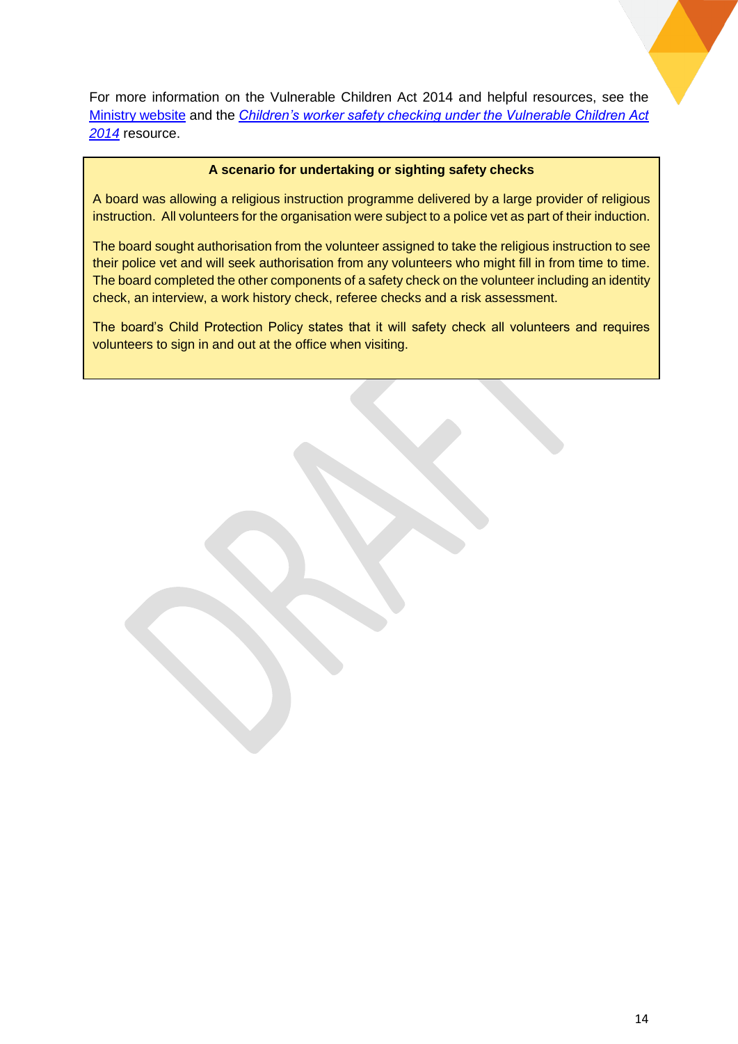For more information on the Vulnerable Children Act 2014 and helpful resources, see the [Ministry website] and the *[Children's worker safety checking under the Vulnerable Children Act 2014]* resource.

> **A scenario for undertaking or sighting safety checks**
>
> A board was allowing a religious instruction programme delivered by a large provider of religious instruction. All volunteers for the organisation were subject to a police vet as part of their induction.
>
> The board sought authorisation from the volunteer assigned to take the religious instruction to see their police vet and will seek authorisation from any volunteers who might fill in from time to time. The board completed the other components of a safety check on the volunteer including an identity check, an interview, a work history check, referee checks and a risk assessment.
>
> The board's Child Protection Policy states that it will safety check all volunteers and requires volunteers to sign in and out at the office when visiting.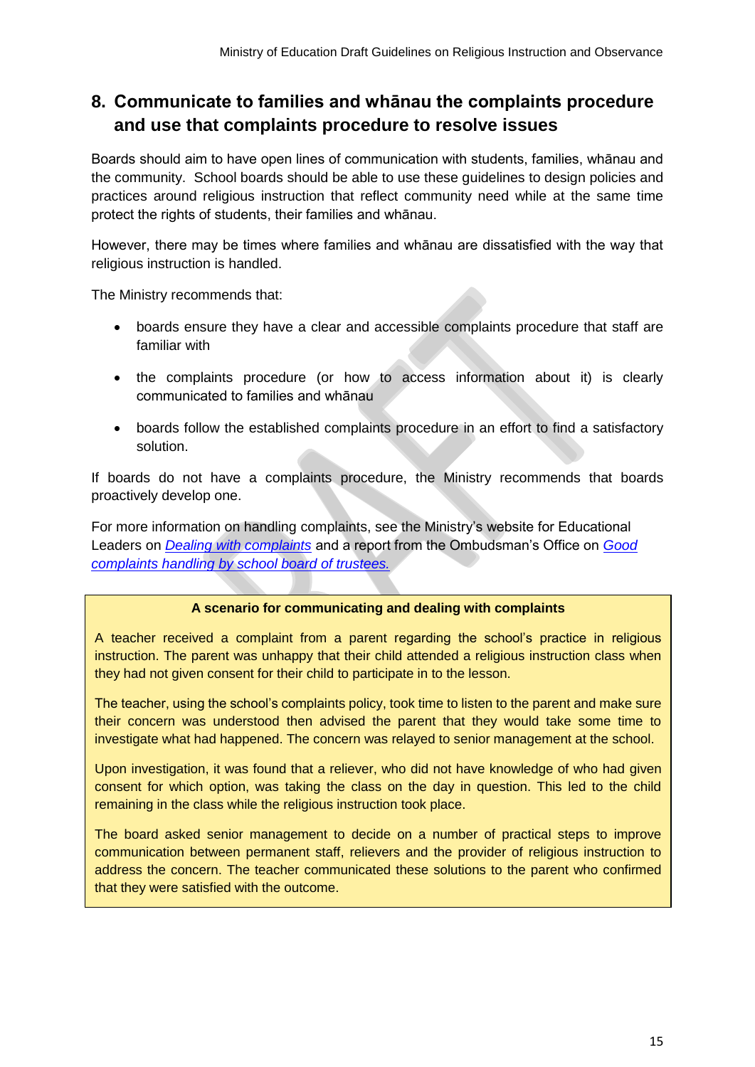## 8. Communicate to families and whānau the complaints procedure and use that complaints procedure to resolve issues

Boards should aim to have open lines of communication with students, families, whānau and the community. School boards should be able to use these guidelines to design policies and practices around religious instruction that reflect community need while at the same time protect the rights of students, their families and whānau.

However, there may be times where families and whānau are dissatisfied with the way that religious instruction is handled.

The Ministry recommends that:

- boards ensure they have a clear and accessible complaints procedure that staff are familiar with
- the complaints procedure (or how to access information about it) is clearly communicated to families and whānau
- boards follow the established complaints procedure in an effort to find a satisfactory solution.

If boards do not have a complaints procedure, the Ministry recommends that boards proactively develop one.

For more information on handling complaints, see the Ministry's website for Educational Leaders on *Dealing with complaints* and a report from the Ombudsman's Office on *Good complaints handling by school board of trustees.*

**A scenario for communicating and dealing with complaints**

A teacher received a complaint from a parent regarding the school's practice in religious instruction. The parent was unhappy that their child attended a religious instruction class when they had not given consent for their child to participate in to the lesson.

The teacher, using the school's complaints policy, took time to listen to the parent and make sure their concern was understood then advised the parent that they would take some time to investigate what had happened. The concern was relayed to senior management at the school.

Upon investigation, it was found that a reliever, who did not have knowledge of who had given consent for which option, was taking the class on the day in question. This led to the child remaining in the class while the religious instruction took place.

The board asked senior management to decide on a number of practical steps to improve communication between permanent staff, relievers and the provider of religious instruction to address the concern. The teacher communicated these solutions to the parent who confirmed that they were satisfied with the outcome.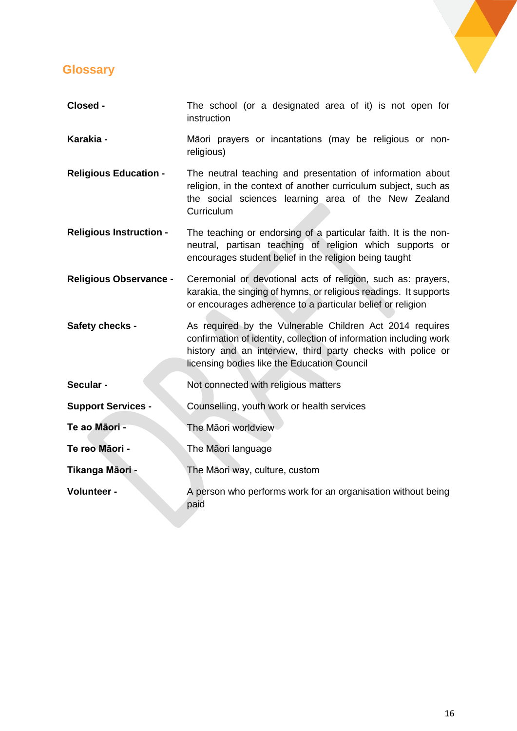## Glossary

| | |
|---|---|
| **Closed -** | The school (or a designated area of it) is not open for instruction |
| **Karakia -** | Māori prayers or incantations (may be religious or non-religious) |
| **Religious Education -** | The neutral teaching and presentation of information about religion, in the context of another curriculum subject, such as the social sciences learning area of the New Zealand Curriculum |
| **Religious Instruction -** | The teaching or endorsing of a particular faith. It is the non-neutral, partisan teaching of religion which supports or encourages student belief in the religion being taught |
| **Religious Observance** - | Ceremonial or devotional acts of religion, such as: prayers, karakia, the singing of hymns, or religious readings. It supports or encourages adherence to a particular belief or religion |
| **Safety checks -** | As required by the Vulnerable Children Act 2014 requires confirmation of identity, collection of information including work history and an interview, third party checks with police or licensing bodies like the Education Council |
| **Secular -** | Not connected with religious matters |
| **Support Services -** | Counselling, youth work or health services |
| **Te ao Māori -** | The Māori worldview |
| **Te reo Māori -** | The Māori language |
| **Tikanga Māori -** | The Māori way, culture, custom |
| **Volunteer -** | A person who performs work for an organisation without being paid |